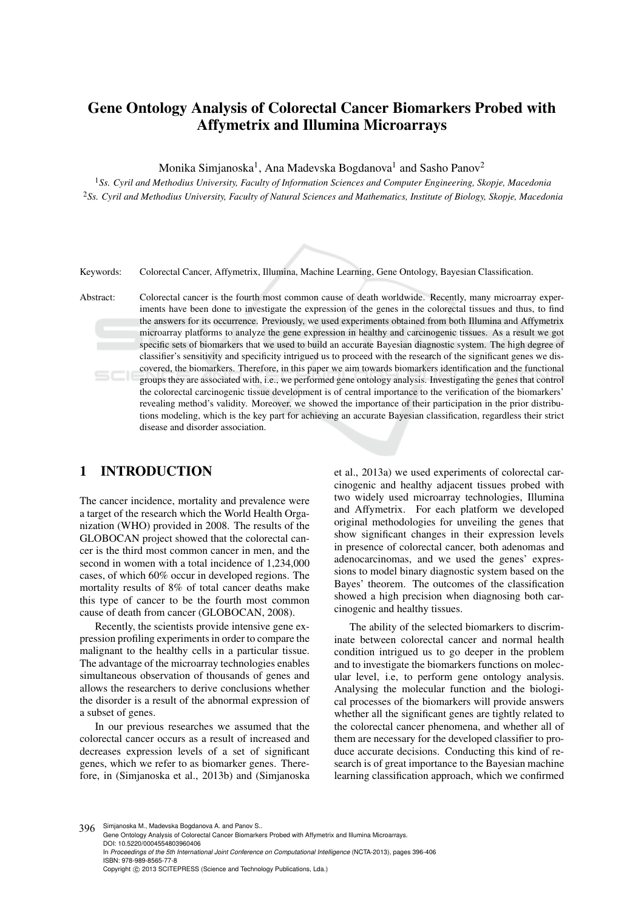# Gene Ontology Analysis of Colorectal Cancer Biomarkers Probed with Affymetrix and Illumina Microarrays

Monika Simjanoska[1], Ana Madevska Bogdanova[1] and Sasho Panov[2]

[1] *Ss. Cyril and Methodius University, Faculty of Information Sciences and Computer Engineering, Skopje, Macedonia*
[2] *Ss. Cyril and Methodius University, Faculty of Natural Sciences and Mathematics, Institute of Biology, Skopje, Macedonia*

Keywords: Colorectal Cancer, Affymetrix, Illumina, Machine Learning, Gene Ontology, Bayesian Classification.

Abstract: Colorectal cancer is the fourth most common cause of death worldwide. Recently, many microarray experiments have been done to investigate the expression of the genes in the colorectal tissues and thus, to find the answers for its occurrence. Previously, we used experiments obtained from both Illumina and Affymetrix microarray platforms to analyze the gene expression in healthy and carcinogenic tissues. As a result we got specific sets of biomarkers that we used to build an accurate Bayesian diagnostic system. The high degree of classifier's sensitivity and specificity intrigued us to proceed with the research of the significant genes we discovered, the biomarkers. Therefore, in this paper we aim towards biomarkers identification and the functional groups they are associated with, i.e., we performed gene ontology analysis. Investigating the genes that control the colorectal carcinogenic tissue development is of central importance to the verification of the biomarkers' revealing method's validity. Moreover, we showed the importance of their participation in the prior distributions modeling, which is the key part for achieving an accurate Bayesian classification, regardless their strict disease and disorder association.

## 1 INTRODUCTION

The cancer incidence, mortality and prevalence were a target of the research which the World Health Organization (WHO) provided in 2008. The results of the GLOBOCAN project showed that the colorectal cancer is the third most common cancer in men, and the second in women with a total incidence of 1,234,000 cases, of which 60% occur in developed regions. The mortality results of 8% of total cancer deaths make this type of cancer to be the fourth most common cause of death from cancer (GLOBOCAN, 2008).

Recently, the scientists provide intensive gene expression profiling experiments in order to compare the malignant to the healthy cells in a particular tissue. The advantage of the microarray technologies enables simultaneous observation of thousands of genes and allows the researchers to derive conclusions whether the disorder is a result of the abnormal expression of a subset of genes.

In our previous researches we assumed that the colorectal cancer occurs as a result of increased and decreases expression levels of a set of significant genes, which we refer to as biomarker genes. Therefore, in (Simjanoska et al., 2013b) and (Simjanoska et al., 2013a) we used experiments of colorectal carcinogenic and healthy adjacent tissues probed with two widely used microarray technologies, Illumina and Affymetrix. For each platform we developed original methodologies for unveiling the genes that show significant changes in their expression levels in presence of colorectal cancer, both adenomas and adenocarcinomas, and we used the genes' expressions to model binary diagnostic system based on the Bayes' theorem. The outcomes of the classification showed a high precision when diagnosing both carcinogenic and healthy tissues.

The ability of the selected biomarkers to discriminate between colorectal cancer and normal health condition intrigued us to go deeper in the problem and to investigate the biomarkers functions on molecular level, i.e, to perform gene ontology analysis. Analysing the molecular function and the biological processes of the biomarkers will provide answers whether all the significant genes are tightly related to the colorectal cancer phenomena, and whether all of them are necessary for the developed classifier to produce accurate decisions. Conducting this kind of research is of great importance to the Bayesian machine learning classification approach, which we confirmed

Simjanoska M., Madevska Bogdanova A. and Panov S..
Gene Ontology Analysis of Colorectal Cancer Biomarkers Probed with Affymetrix and Illumina Microarrays.
DOI: 10.5220/0004554803960406
In *Proceedings of the 5th International Joint Conference on Computational Intelligence* (NCTA-2013), pages 396-406
ISBN: 978-989-8565-77-8
Copyright © 2013 SCITEPRESS (Science and Technology Publications, Lda.)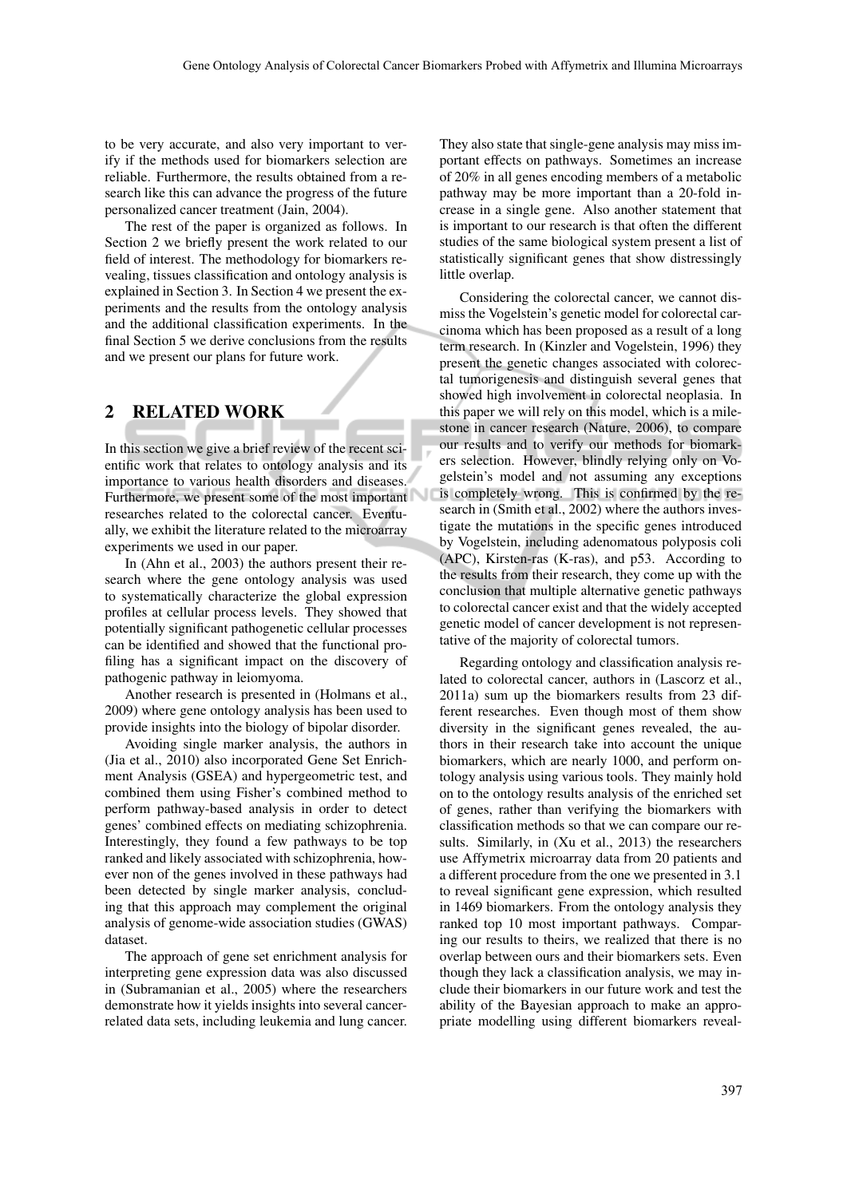to be very accurate, and also very important to verify if the methods used for biomarkers selection are reliable. Furthermore, the results obtained from a research like this can advance the progress of the future personalized cancer treatment (Jain, 2004).

The rest of the paper is organized as follows. In Section 2 we briefly present the work related to our field of interest. The methodology for biomarkers revealing, tissues classification and ontology analysis is explained in Section 3. In Section 4 we present the experiments and the results from the ontology analysis and the additional classification experiments. In the final Section 5 we derive conclusions from the results and we present our plans for future work.

## 2 RELATED WORK

In this section we give a brief review of the recent scientific work that relates to ontology analysis and its importance to various health disorders and diseases. Furthermore, we present some of the most important researches related to the colorectal cancer. Eventually, we exhibit the literature related to the microarray experiments we used in our paper.

In (Ahn et al., 2003) the authors present their research where the gene ontology analysis was used to systematically characterize the global expression profiles at cellular process levels. They showed that potentially significant pathogenetic cellular processes can be identified and showed that the functional profiling has a significant impact on the discovery of pathogenic pathway in leiomyoma.

Another research is presented in (Holmans et al., 2009) where gene ontology analysis has been used to provide insights into the biology of bipolar disorder.

Avoiding single marker analysis, the authors in (Jia et al., 2010) also incorporated Gene Set Enrichment Analysis (GSEA) and hypergeometric test, and combined them using Fisher's combined method to perform pathway-based analysis in order to detect genes' combined effects on mediating schizophrenia. Interestingly, they found a few pathways to be top ranked and likely associated with schizophrenia, however non of the genes involved in these pathways had been detected by single marker analysis, concluding that this approach may complement the original analysis of genome-wide association studies (GWAS) dataset.

The approach of gene set enrichment analysis for interpreting gene expression data was also discussed in (Subramanian et al., 2005) where the researchers demonstrate how it yields insights into several cancer-related data sets, including leukemia and lung cancer. They also state that single-gene analysis may miss important effects on pathways. Sometimes an increase of 20% in all genes encoding members of a metabolic pathway may be more important than a 20-fold increase in a single gene. Also another statement that is important to our research is that often the different studies of the same biological system present a list of statistically significant genes that show distressingly little overlap.

Considering the colorectal cancer, we cannot dismiss the Vogelstein's genetic model for colorectal carcinoma which has been proposed as a result of a long term research. In (Kinzler and Vogelstein, 1996) they present the genetic changes associated with colorectal tumorigenesis and distinguish several genes that showed high involvement in colorectal neoplasia. In this paper we will rely on this model, which is a milestone in cancer research (Nature, 2006), to compare our results and to verify our methods for biomarkers selection. However, blindly relying only on Vogelstein's model and not assuming any exceptions is completely wrong. This is confirmed by the research in (Smith et al., 2002) where the authors investigate the mutations in the specific genes introduced by Vogelstein, including adenomatous polyposis coli (APC), Kirsten-ras (K-ras), and p53. According to the results from their research, they come up with the conclusion that multiple alternative genetic pathways to colorectal cancer exist and that the widely accepted genetic model of cancer development is not representative of the majority of colorectal tumors.

Regarding ontology and classification analysis related to colorectal cancer, authors in (Lascorz et al., 2011a) sum up the biomarkers results from 23 different researches. Even though most of them show diversity in the significant genes revealed, the authors in their research take into account the unique biomarkers, which are nearly 1000, and perform ontology analysis using various tools. They mainly hold on to the ontology results analysis of the enriched set of genes, rather than verifying the biomarkers with classification methods so that we can compare our results. Similarly, in (Xu et al., 2013) the researchers use Affymetrix microarray data from 20 patients and a different procedure from the one we presented in 3.1 to reveal significant gene expression, which resulted in 1469 biomarkers. From the ontology analysis they ranked top 10 most important pathways. Comparing our results to theirs, we realized that there is no overlap between ours and their biomarkers sets. Even though they lack a classification analysis, we may include their biomarkers in our future work and test the ability of the Bayesian approach to make an appropriate modelling using different biomarkers reveal-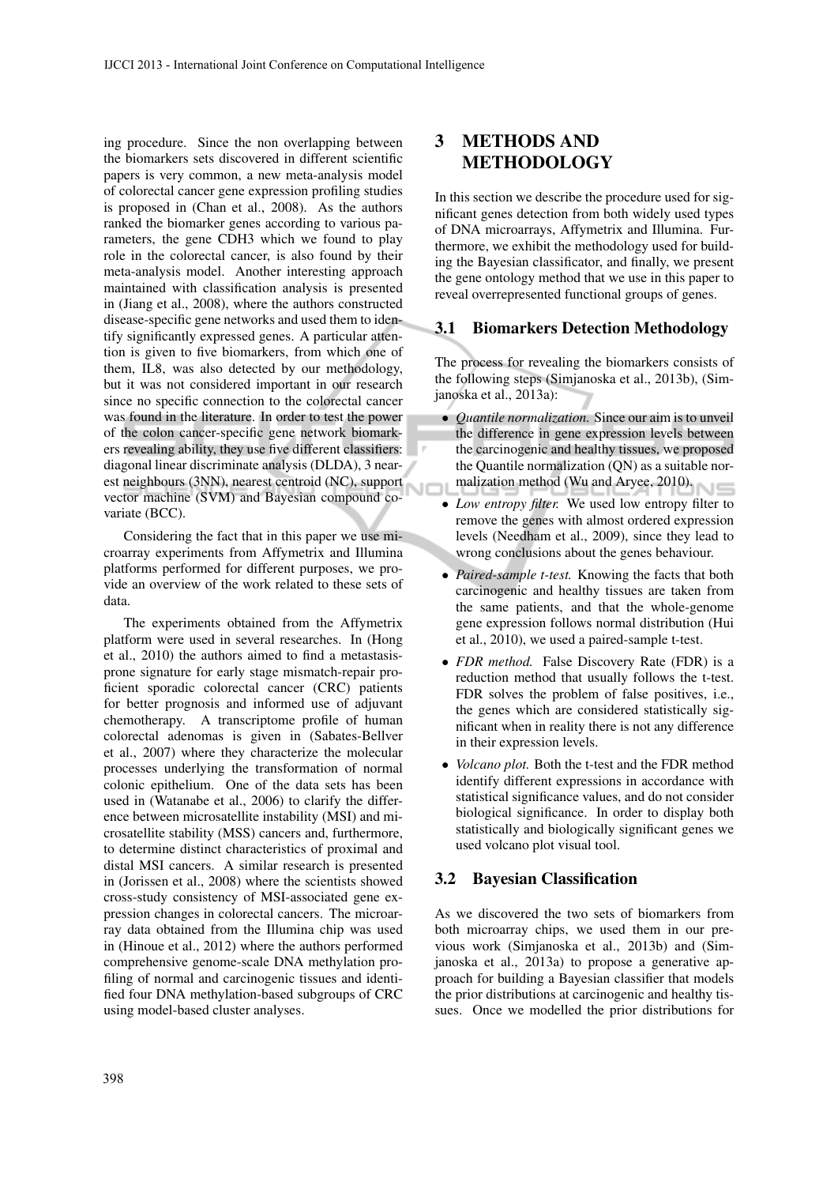ing procedure. Since the non overlapping between the biomarkers sets discovered in different scientific papers is very common, a new meta-analysis model of colorectal cancer gene expression profiling studies is proposed in (Chan et al., 2008). As the authors ranked the biomarker genes according to various parameters, the gene CDH3 which we found to play role in the colorectal cancer, is also found by their meta-analysis model. Another interesting approach maintained with classification analysis is presented in (Jiang et al., 2008), where the authors constructed disease-specific gene networks and used them to identify significantly expressed genes. A particular attention is given to five biomarkers, from which one of them, IL8, was also detected by our methodology, but it was not considered important in our research since no specific connection to the colorectal cancer was found in the literature. In order to test the power of the colon cancer-specific gene network biomarkers revealing ability, they use five different classifiers: diagonal linear discriminate analysis (DLDA), 3 nearest neighbours (3NN), nearest centroid (NC), support vector machine (SVM) and Bayesian compound covariate (BCC).

Considering the fact that in this paper we use microarray experiments from Affymetrix and Illumina platforms performed for different purposes, we provide an overview of the work related to these sets of data.

The experiments obtained from the Affymetrix platform were used in several researches. In (Hong et al., 2010) the authors aimed to find a metastasis-prone signature for early stage mismatch-repair proficient sporadic colorectal cancer (CRC) patients for better prognosis and informed use of adjuvant chemotherapy. A transcriptome profile of human colorectal adenomas is given in (Sabates-Bellver et al., 2007) where they characterize the molecular processes underlying the transformation of normal colonic epithelium. One of the data sets has been used in (Watanabe et al., 2006) to clarify the difference between microsatellite instability (MSI) and microsatellite stability (MSS) cancers and, furthermore, to determine distinct characteristics of proximal and distal MSI cancers. A similar research is presented in (Jorissen et al., 2008) where the scientists showed cross-study consistency of MSI-associated gene expression changes in colorectal cancers. The microarray data obtained from the Illumina chip was used in (Hinoue et al., 2012) where the authors performed comprehensive genome-scale DNA methylation profiling of normal and carcinogenic tissues and identified four DNA methylation-based subgroups of CRC using model-based cluster analyses.

# 3 METHODS AND METHODOLOGY

In this section we describe the procedure used for significant genes detection from both widely used types of DNA microarrays, Affymetrix and Illumina. Furthermore, we exhibit the methodology used for building the Bayesian classificator, and finally, we present the gene ontology method that we use in this paper to reveal overrepresented functional groups of genes.

## 3.1 Biomarkers Detection Methodology

The process for revealing the biomarkers consists of the following steps (Simjanoska et al., 2013b), (Simjanoska et al., 2013a):

- *Quantile normalization.* Since our aim is to unveil the difference in gene expression levels between the carcinogenic and healthy tissues, we proposed the Quantile normalization (QN) as a suitable normalization method (Wu and Aryee, 2010).
- *Low entropy filter.* We used low entropy filter to remove the genes with almost ordered expression levels (Needham et al., 2009), since they lead to wrong conclusions about the genes behaviour.
- *Paired-sample t-test.* Knowing the facts that both carcinogenic and healthy tissues are taken from the same patients, and that the whole-genome gene expression follows normal distribution (Hui et al., 2010), we used a paired-sample t-test.
- *FDR method.* False Discovery Rate (FDR) is a reduction method that usually follows the t-test. FDR solves the problem of false positives, i.e., the genes which are considered statistically significant when in reality there is not any difference in their expression levels.
- *Volcano plot.* Both the t-test and the FDR method identify different expressions in accordance with statistical significance values, and do not consider biological significance. In order to display both statistically and biologically significant genes we used volcano plot visual tool.

## 3.2 Bayesian Classification

As we discovered the two sets of biomarkers from both microarray chips, we used them in our previous work (Simjanoska et al., 2013b) and (Simjanoska et al., 2013a) to propose a generative approach for building a Bayesian classifier that models the prior distributions at carcinogenic and healthy tissues. Once we modelled the prior distributions for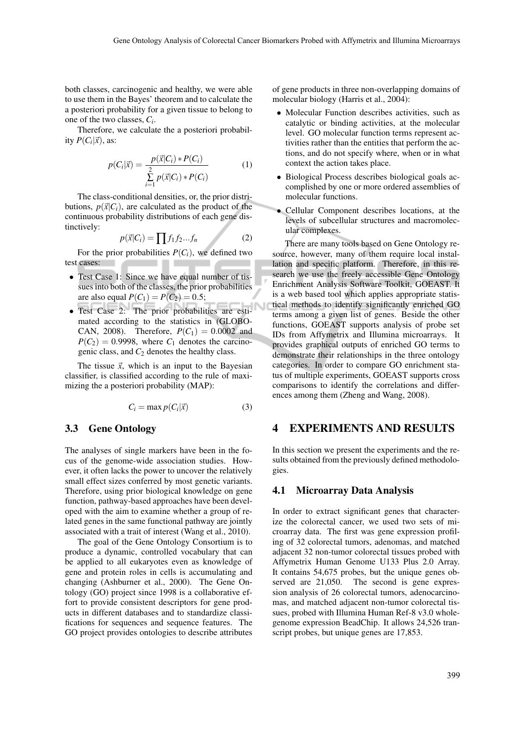both classes, carcinogenic and healthy, we were able to use them in the Bayes' theorem and to calculate the a posteriori probability for a given tissue to belong to one of the two classes, $C_i$.

Therefore, we calculate the a posteriori probability $P(C_i|\vec{x})$, as:

$$p(C_i|\vec{x}) = \frac{p(\vec{x}|C_i) * P(C_i)}{\sum_{i=1}^{2} p(\vec{x}|C_i) * P(C_i)} \quad (1)$$

The class-conditional densities, or, the prior distributions, $p(\vec{x}|C_i)$, are calculated as the product of the continuous probability distributions of each gene distinctively:

$$p(\vec{x}|C_i) = \prod f_1 f_2 ... f_n \quad (2)$$

For the prior probabilities $P(C_i)$, we defined two test cases:

- Test Case 1: Since we have equal number of tissues into both of the classes, the prior probabilities are also equal $P(C_1) = P(C_2) = 0.5$;
- Test Case 2: The prior probabilities are estimated according to the statistics in (GLOBOCAN, 2008). Therefore, $P(C_1) = 0.0002$ and $P(C_2) = 0.9998$, where $C_1$ denotes the carcinogenic class, and $C_2$ denotes the healthy class.

The tissue $\vec{x}$, which is an input to the Bayesian classifier, is classified according to the rule of maximizing the a posteriori probability (MAP):

$$C_i = \max p(C_i|\vec{x}) \quad (3)$$

### 3.3 Gene Ontology

The analyses of single markers have been in the focus of the genome-wide association studies. However, it often lacks the power to uncover the relatively small effect sizes conferred by most genetic variants. Therefore, using prior biological knowledge on gene function, pathway-based approaches have been developed with the aim to examine whether a group of related genes in the same functional pathway are jointly associated with a trait of interest (Wang et al., 2010).

The goal of the Gene Ontology Consortium is to produce a dynamic, controlled vocabulary that can be applied to all eukaryotes even as knowledge of gene and protein roles in cells is accumulating and changing (Ashburner et al., 2000). The Gene Ontology (GO) project since 1998 is a collaborative effort to provide consistent descriptors for gene products in different databases and to standardize classifications for sequences and sequence features. The GO project provides ontologies to describe attributes of gene products in three non-overlapping domains of molecular biology (Harris et al., 2004):

- Molecular Function describes activities, such as catalytic or binding activities, at the molecular level. GO molecular function terms represent activities rather than the entities that perform the actions, and do not specify where, when or in what context the action takes place.
- Biological Process describes biological goals accomplished by one or more ordered assemblies of molecular functions.
- Cellular Component describes locations, at the levels of subcellular structures and macromolecular complexes.

There are many tools based on Gene Ontology resource, however, many of them require local installation and specific platform. Therefore, in this research we use the freely accessible Gene Ontology Enrichment Analysis Software Toolkit, GOEAST. It is a web based tool which applies appropriate statistical methods to identify significantly enriched GO terms among a given list of genes. Beside the other functions, GOEAST supports analysis of probe set IDs from Affymetrix and Illumina microarrays. It provides graphical outputs of enriched GO terms to demonstrate their relationships in the three ontology categories. In order to compare GO enrichment status of multiple experiments, GOEAST supports cross comparisons to identify the correlations and differences among them (Zheng and Wang, 2008).

## 4 EXPERIMENTS AND RESULTS

In this section we present the experiments and the results obtained from the previously defined methodologies.

### 4.1 Microarray Data Analysis

In order to extract significant genes that characterize the colorectal cancer, we used two sets of microarray data. The first was gene expression profiling of 32 colorectal tumors, adenomas, and matched adjacent 32 non-tumor colorectal tissues probed with Affymetrix Human Genome U133 Plus 2.0 Array. It contains 54,675 probes, but the unique genes observed are 21,050. The second is gene expression analysis of 26 colorectal tumors, adenocarcinomas, and matched adjacent non-tumor colorectal tissues, probed with Illumina Human Ref-8 v3.0 whole-genome expression BeadChip. It allows 24,526 transcript probes, but unique genes are 17,853.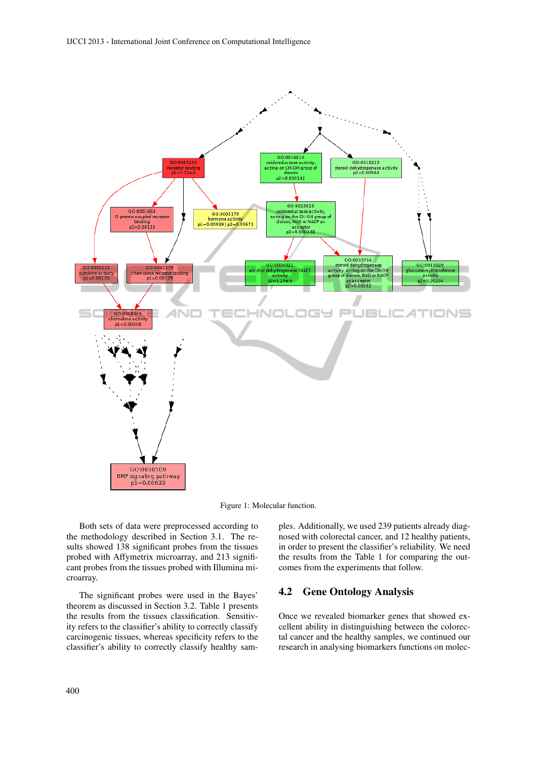GO:0005102
receptor binding
p1=2.31e-5

GO:0016614
oxidoreductase activity, acting on CH-OH group of donors
p2=0.000142

GO:0016229
steroid dehydrogenase activity
p2=0.00984

GO:0001664
G-protein coupled receptor binding
p1=0.00133

GO:0005179
hormone activity
p1=0.00039 | p2=0.00671

GO:0016616
oxidoreductase activity, acting on the CH-OH group of donors, NAD or NADP as acceptor
p2=0.000448

GO:0005125
cytokine activity
p1=0.00133

GO:0042379
chemokine receptor binding
p1=0.00129

GO:0004022
alcohol dehydrogenase (NAD) activity
p2=1.29e-5

GO:0033764
steroid dehydrogenase activity, acting on the CH-OH group of donors, NAD or NADP as acceptor
p2=0.00692

GO:0015020
glucuronosyltransferase activity
p2=0.00204

GO:0008009
chemokine activity
p1=0.00098

GO:0030509
BMP signaling pathway
p1=0.00633

Figure 1: Molecular function.

Both sets of data were preprocessed according to the methodology described in Section 3.1. The results showed 138 significant probes from the tissues probed with Affymetrix microarray, and 213 significant probes from the tissues probed with Illumina microarray.

The significant probes were used in the Bayes' theorem as discussed in Section 3.2. Table 1 presents the results from the tissues classification. Sensitivity refers to the classifier's ability to correctly classify carcinogenic tissues, whereas specificity refers to the classifier's ability to correctly classify healthy samples. Additionally, we used 239 patients already diagnosed with colorectal cancer, and 12 healthy patients, in order to present the classifier's reliability. We need the results from the Table 1 for comparing the outcomes from the experiments that follow.

## 4.2 Gene Ontology Analysis

Once we revealed biomarker genes that showed excellent ability in distinguishing between the colorectal cancer and the healthy samples, we continued our research in analysing biomarkers functions on molec-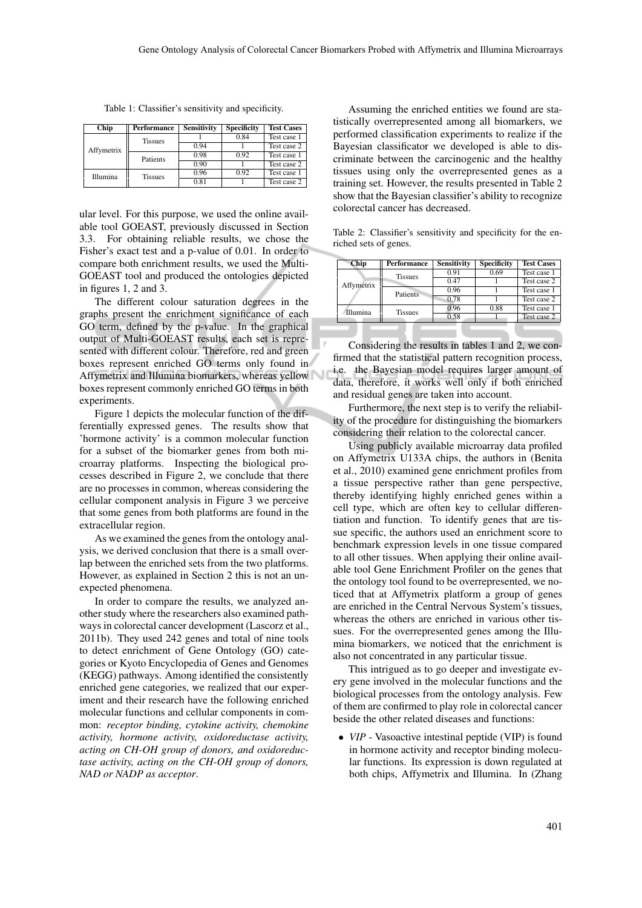Table 1: Classifier's sensitivity and specificity.

| Chip | Performance | Sensitivity | Specificity | Test Cases |
|---|---|---|---|---|
| Affymetrix | Tissues | 1 | 0.84 | Test case 1 |
| | | 0.94 | 1 | Test case 2 |
| | Patients | 0.98 | 0.92 | Test case 1 |
| | | 0.90 | 1 | Test case 2 |
| Illumina | Tissues | 0.96 | 0.92 | Test case 1 |
| | | 0.81 | 1 | Test case 2 |

ular level. For this purpose, we used the online available tool GOEAST, previously discussed in Section 3.3. For obtaining reliable results, we chose the Fisher's exact test and a p-value of 0.01. In order to compare both enrichment results, we used the Multi-GOEAST tool and produced the ontologies depicted in figures 1, 2 and 3.

The different colour saturation degrees in the graphs present the enrichment significance of each GO term, defined by the p-value. In the graphical output of Multi-GOEAST results, each set is represented with different colour. Therefore, red and green boxes represent enriched GO terms only found in Affymetrix and Illumina biomarkers, whereas yellow boxes represent commonly enriched GO terms in both experiments.

Figure 1 depicts the molecular function of the differentially expressed genes. The results show that 'hormone activity' is a common molecular function for a subset of the biomarker genes from both microarray platforms. Inspecting the biological processes described in Figure 2, we conclude that there are no processes in common, whereas considering the cellular component analysis in Figure 3 we perceive that some genes from both platforms are found in the extracellular region.

As we examined the genes from the ontology analysis, we derived conclusion that there is a small overlap between the enriched sets from the two platforms. However, as explained in Section 2 this is not an unexpected phenomena.

In order to compare the results, we analyzed another study where the researchers also examined pathways in colorectal cancer development (Lascorz et al., 2011b). They used 242 genes and total of nine tools to detect enrichment of Gene Ontology (GO) categories or Kyoto Encyclopedia of Genes and Genomes (KEGG) pathways. Among identified the consistently enriched gene categories, we realized that our experiment and their research have the following enriched molecular functions and cellular components in common: *receptor binding, cytokine activity, chemokine activity, hormone activity, oxidoreductase activity, acting on CH-OH group of donors, and oxidoreductase activity, acting on the CH-OH group of donors, NAD or NADP as acceptor*.

Assuming the enriched entities we found are statistically overrepresented among all biomarkers, we performed classification experiments to realize if the Bayesian classificator we developed is able to discriminate between the carcinogenic and the healthy tissues using only the overrepresented genes as a training set. However, the results presented in Table 2 show that the Bayesian classifier's ability to recognize colorectal cancer has decreased.

Table 2: Classifier's sensitivity and specificity for the enriched sets of genes.

| Chip | Performance | Sensitivity | Specificity | Test Cases |
|---|---|---|---|---|
| Affymetrix | Tissues | 0.91 | 0.69 | Test case 1 |
| | | 0.47 | 1 | Test case 2 |
| | Patients | 0.96 | 1 | Test case 1 |
| | | 0.78 | 1 | Test case 2 |
| Illumina | Tissues | 0.96 | 0.88 | Test case 1 |
| | | 0.58 | 1 | Test case 2 |

Considering the results in tables 1 and 2, we confirmed that the statistical pattern recognition process, i.e. the Bayesian model requires larger amount of data, therefore, it works well only if both enriched and residual genes are taken into account.

Furthermore, the next step is to verify the reliability of the procedure for distinguishing the biomarkers considering their relation to the colorectal cancer.

Using publicly available microarray data profiled on Affymetrix U133A chips, the authors in (Benita et al., 2010) examined gene enrichment profiles from a tissue perspective rather than gene perspective, thereby identifying highly enriched genes within a cell type, which are often key to cellular differentiation and function. To identify genes that are tissue specific, the authors used an enrichment score to benchmark expression levels in one tissue compared to all other tissues. When applying their online available tool Gene Enrichment Profiler on the genes that the ontology tool found to be overrepresented, we noticed that at Affymetrix platform a group of genes are enriched in the Central Nervous System's tissues, whereas the others are enriched in various other tissues. For the overrepresented genes among the Illumina biomarkers, we noticed that the enrichment is also not concentrated in any particular tissue.

This intrigued as to go deeper and investigate every gene involved in the molecular functions and the biological processes from the ontology analysis. Few of them are confirmed to play role in colorectal cancer beside the other related diseases and functions:

- *VIP* - Vasoactive intestinal peptide (VIP) is found in hormone activity and receptor binding molecular functions. Its expression is down regulated at both chips, Affymetrix and Illumina. In (Zhang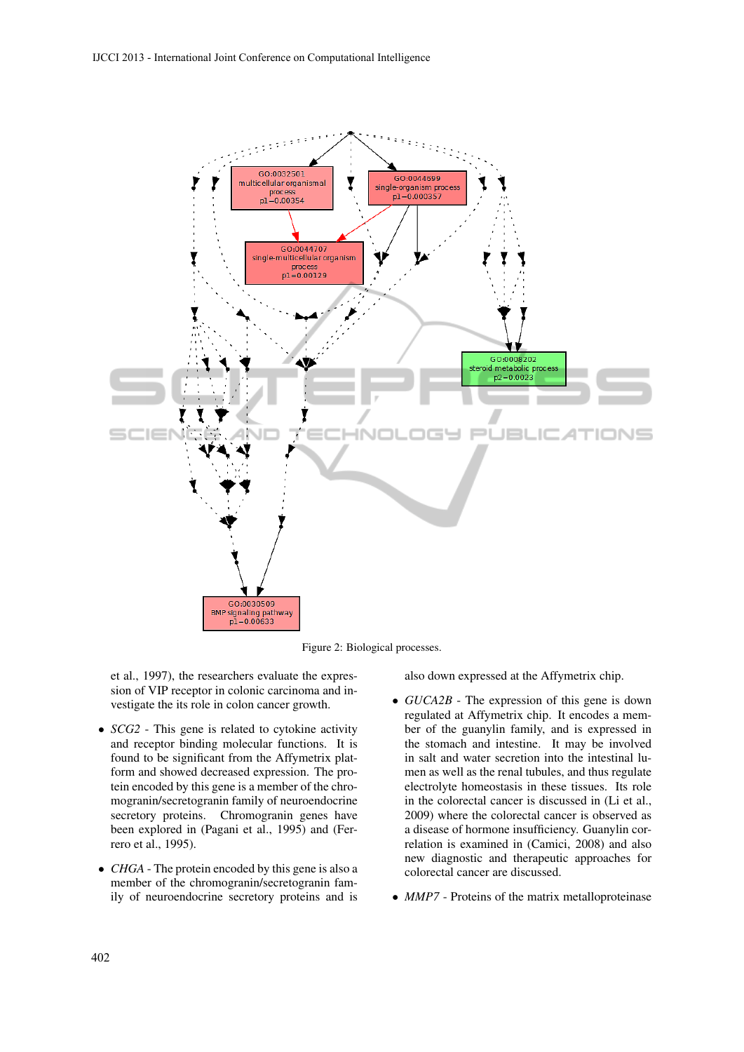GO:0032501
multicellular organismal
process
p1=0.00354

GO:0044699
single-organism process
p1=0.000357

GO:0044707
single-multicellular organism
process
p1=0.00129

GO:0008202
steroid metabolic process
p2=0.0023

GO:0030509
BMP signaling pathway
p1=0.00633

Figure 2: Biological processes.

et al., 1997), the researchers evaluate the expression of VIP receptor in colonic carcinoma and investigate the its role in colon cancer growth.

- *SCG2* - This gene is related to cytokine activity and receptor binding molecular functions. It is found to be significant from the Affymetrix platform and showed decreased expression. The protein encoded by this gene is a member of the chromogranin/secretogranin family of neuroendocrine secretory proteins. Chromogranin genes have been explored in (Pagani et al., 1995) and (Ferrero et al., 1995).

- *CHGA* - The protein encoded by this gene is also a member of the chromogranin/secretogranin family of neuroendocrine secretory proteins and is also down expressed at the Affymetrix chip.

- *GUCA2B* - The expression of this gene is down regulated at Affymetrix chip. It encodes a member of the guanylin family, and is expressed in the stomach and intestine. It may be involved in salt and water secretion into the intestinal lumen as well as the renal tubules, and thus regulate electrolyte homeostasis in these tissues. Its role in the colorectal cancer is discussed in (Li et al., 2009) where the colorectal cancer is observed as a disease of hormone insufficiency. Guanylin correlation is examined in (Camici, 2008) and also new diagnostic and therapeutic approaches for colorectal cancer are discussed.

- *MMP7* - Proteins of the matrix metalloproteinase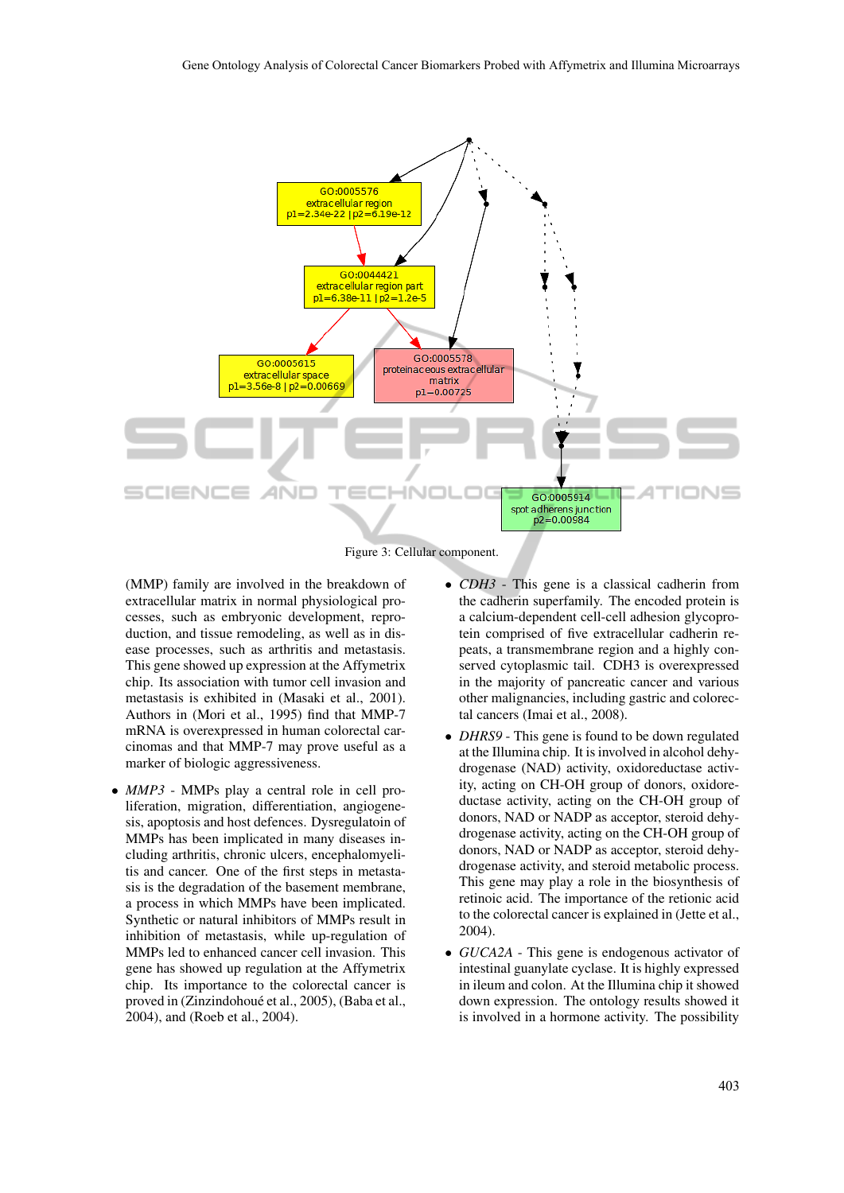GO:0005576
extracellular region
p1=2.34e-22 | p2=6.19e-12

GO:0044421
extracellular region part
p1=6.38e-11 | p2=1.2e-5

GO:0005615
extracellular space
p1=3.56e-8 | p2=0.00669

GO:0005578
proteinaceous extracellular matrix
p1=0.00725

GO:0005914
spot adherens junction
p2=0.00984

Figure 3: Cellular component.

(MMP) family are involved in the breakdown of extracellular matrix in normal physiological processes, such as embryonic development, reproduction, and tissue remodeling, as well as in disease processes, such as arthritis and metastasis. This gene showed up expression at the Affymetrix chip. Its association with tumor cell invasion and metastasis is exhibited in (Masaki et al., 2001). Authors in (Mori et al., 1995) find that MMP-7 mRNA is overexpressed in human colorectal carcinomas and that MMP-7 may prove useful as a marker of biologic aggressiveness.

- *MMP3* - MMPs play a central role in cell proliferation, migration, differentiation, angiogenesis, apoptosis and host defences. Dysregulatoin of MMPs has been implicated in many diseases including arthritis, chronic ulcers, encephalomyelitis and cancer. One of the first steps in metastasis is the degradation of the basement membrane, a process in which MMPs have been implicated. Synthetic or natural inhibitors of MMPs result in inhibition of metastasis, while up-regulation of MMPs led to enhanced cancer cell invasion. This gene has showed up regulation at the Affymetrix chip. Its importance to the colorectal cancer is proved in (Zinzindohoué et al., 2005), (Baba et al., 2004), and (Roeb et al., 2004).

- *CDH3* - This gene is a classical cadherin from the cadherin superfamily. The encoded protein is a calcium-dependent cell-cell adhesion glycoprotein comprised of five extracellular cadherin repeats, a transmembrane region and a highly conserved cytoplasmic tail. CDH3 is overexpressed in the majority of pancreatic cancer and various other malignancies, including gastric and colorectal cancers (Imai et al., 2008).

- *DHRS9* - This gene is found to be down regulated at the Illumina chip. It is involved in alcohol dehydrogenase (NAD) activity, oxidoreductase activity, acting on CH-OH group of donors, oxidoreductase activity, acting on the CH-OH group of donors, NAD or NADP as acceptor, steroid dehydrogenase activity, acting on the CH-OH group of donors, NAD or NADP as acceptor, steroid dehydrogenase activity, and steroid metabolic process. This gene may play a role in the biosynthesis of retinoic acid. The importance of the retionic acid to the colorectal cancer is explained in (Jette et al., 2004).

- *GUCA2A* - This gene is endogenous activator of intestinal guanylate cyclase. It is highly expressed in ileum and colon. At the Illumina chip it showed down expression. The ontology results showed it is involved in a hormone activity. The possibility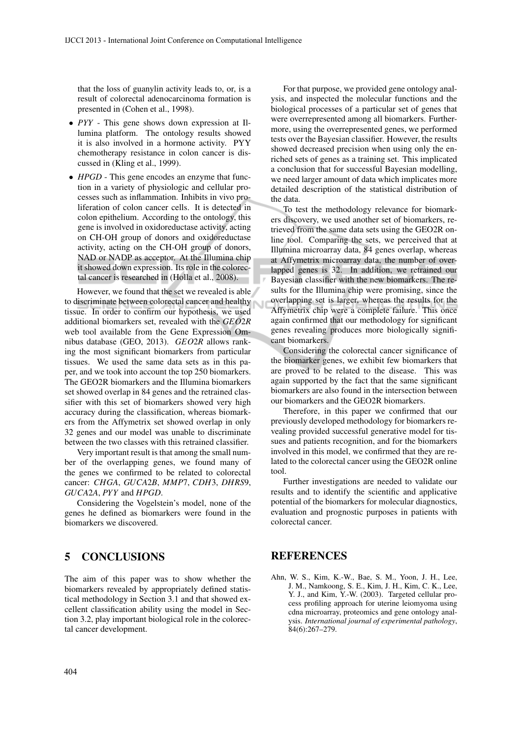that the loss of guanylin activity leads to, or, is a result of colorectal adenocarcinoma formation is presented in (Cohen et al., 1998).

- *PYY* - This gene shows down expression at Illumina platform. The ontology results showed it is also involved in a hormone activity. PYY chemotherapy resistance in colon cancer is discussed in (Kling et al., 1999).
- *HPGD* - This gene encodes an enzyme that function in a variety of physiologic and cellular processes such as inflammation. Inhibits in vivo proliferation of colon cancer cells. It is detected in colon epithelium. According to the ontology, this gene is involved in oxidoreductase activity, acting on CH-OH group of donors and oxidoreductase activity, acting on the CH-OH group of donors, NAD or NADP as acceptor. At the Illumina chip it showed down expression. Its role in the colorectal cancer is researched in (Holla et al., 2008).

However, we found that the set we revealed is able to discriminate between colorectal cancer and healthy tissue. In order to confirm our hypothesis, we used additional biomarkers set, revealed with the *GEO2R* web tool available from the Gene Expression Omnibus database (GEO, 2013). *GEO2R* allows ranking the most significant biomarkers from particular tissues. We used the same data sets as in this paper, and we took into account the top 250 biomarkers. The GEO2R biomarkers and the Illumina biomarkers set showed overlap in 84 genes and the retrained classifier with this set of biomarkers showed very high accuracy during the classification, whereas biomarkers from the Affymetrix set showed overlap in only 32 genes and our model was unable to discriminate between the two classes with this retrained classifier.

Very important result is that among the small number of the overlapping genes, we found many of the genes we confirmed to be related to colorectal cancer: *CHGA*, *GUCA2B*, *MMP7*, *CDH3*, *DHRS9*, *GUCA2A*, *PYY* and *HPGD*.

Considering the Vogelstein's model, none of the genes he defined as biomarkers were found in the biomarkers we discovered.

## 5 CONCLUSIONS

The aim of this paper was to show whether the biomarkers revealed by appropriately defined statistical methodology in Section 3.1 and that showed excellent classification ability using the model in Section 3.2, play important biological role in the colorectal cancer development.

For that purpose, we provided gene ontology analysis, and inspected the molecular functions and the biological processes of a particular set of genes that were overrepresented among all biomarkers. Furthermore, using the overrepresented genes, we performed tests over the Bayesian classifier. However, the results showed decreased precision when using only the enriched sets of genes as a training set. This implicated a conclusion that for successful Bayesian modelling, we need larger amount of data which implicates more detailed description of the statistical distribution of the data.

To test the methodology relevance for biomarkers discovery, we used another set of biomarkers, retrieved from the same data sets using the GEO2R online tool. Comparing the sets, we perceived that at Illumina microarray data, 84 genes overlap, whereas at Affymetrix microarray data, the number of overlapped genes is 32. In addition, we retrained our Bayesian classifier with the new biomarkers. The results for the Illumina chip were promising, since the overlapping set is larger, whereas the results for the Affymetrix chip were a complete failure. This once again confirmed that our methodology for significant genes revealing produces more biologically significant biomarkers.

Considering the colorectal cancer significance of the biomarker genes, we exhibit few biomarkers that are proved to be related to the disease. This was again supported by the fact that the same significant biomarkers are also found in the intersection between our biomarkers and the GEO2R biomarkers.

Therefore, in this paper we confirmed that our previously developed methodology for biomarkers revealing provided successful generative model for tissues and patients recognition, and for the biomarkers involved in this model, we confirmed that they are related to the colorectal cancer using the GEO2R online tool.

Further investigations are needed to validate our results and to identify the scientific and applicative potential of the biomarkers for molecular diagnostics, evaluation and prognostic purposes in patients with colorectal cancer.

## REFERENCES

Ahn, W. S., Kim, K.-W., Bae, S. M., Yoon, J. H., Lee, J. M., Namkoong, S. E., Kim, J. H., Kim, C. K., Lee, Y. J., and Kim, Y.-W. (2003). Targeted cellular process profiling approach for uterine leiomyoma using cdna microarray, proteomics and gene ontology analysis. *International journal of experimental pathology*, 84(6):267–279.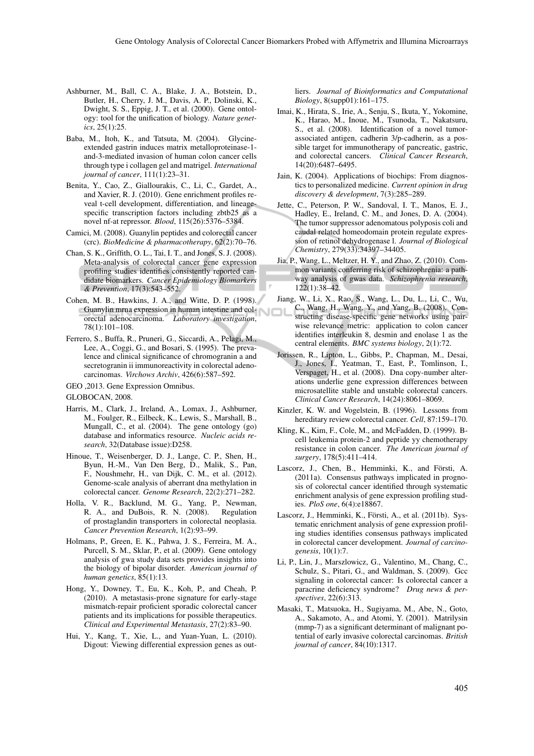Ashburner, M., Ball, C. A., Blake, J. A., Botstein, D., Butler, H., Cherry, J. M., Davis, A. P., Dolinski, K., Dwight, S. S., Eppig, J. T., et al. (2000). Gene ontology: tool for the unification of biology. *Nature genetics*, 25(1):25.

Baba, M., Itoh, K., and Tatsuta, M. (2004). Glycine-extended gastrin induces matrix metalloproteinase-1-and-3-mediated invasion of human colon cancer cells through type i collagen gel and matrigel. *International journal of cancer*, 111(1):23–31.

Benita, Y., Cao, Z., Giallourakis, C., Li, C., Gardet, A., and Xavier, R. J. (2010). Gene enrichment profiles reveal t-cell development, differentiation, and lineage-specific transcription factors including zbtb25 as a novel nf-at repressor. *Blood*, 115(26):5376–5384.

Camici, M. (2008). Guanylin peptides and colorectal cancer (crc). *BioMedicine & pharmacotherapy*, 62(2):70–76.

Chan, S. K., Griffith, O. L., Tai, I. T., and Jones, S. J. (2008). Meta-analysis of colorectal cancer gene expression profiling studies identifies consistently reported candidate biomarkers. *Cancer Epidemiology Biomarkers & Prevention*, 17(3):543–552.

Cohen, M. B., Hawkins, J. A., and Witte, D. P. (1998). Guanylin mrna expression in human intestine and colorectal adenocarcinoma. *Laboratory investigation*, 78(1):101–108.

Ferrero, S., Buffa, R., Pruneri, G., Siccardi, A., Pelagi, M., Lee, A., Coggi, G., and Bosari, S. (1995). The prevalence and clinical significance of chromogranin a and secretogranin ii immunoreactivity in colorectal adenocarcinomas. *Virchows Archiv*, 426(6):587–592.

GEO ,2013. Gene Expression Omnibus.

GLOBOCAN, 2008.

Harris, M., Clark, J., Ireland, A., Lomax, J., Ashburner, M., Foulger, R., Eilbeck, K., Lewis, S., Marshall, B., Mungall, C., et al. (2004). The gene ontology (go) database and informatics resource. *Nucleic acids research*, 32(Database issue):D258.

Hinoue, T., Weisenberger, D. J., Lange, C. P., Shen, H., Byun, H.-M., Van Den Berg, D., Malik, S., Pan, F., Noushmehr, H., van Dijk, C. M., et al. (2012). Genome-scale analysis of aberrant dna methylation in colorectal cancer. *Genome Research*, 22(2):271–282.

Holla, V. R., Backlund, M. G., Yang, P., Newman, R. A., and DuBois, R. N. (2008). Regulation of prostaglandin transporters in colorectal neoplasia. *Cancer Prevention Research*, 1(2):93–99.

Holmans, P., Green, E. K., Pahwa, J. S., Ferreira, M. A., Purcell, S. M., Sklar, P., et al. (2009). Gene ontology analysis of gwa study data sets provides insights into the biology of bipolar disorder. *American journal of human genetics*, 85(1):13.

Hong, Y., Downey, T., Eu, K., Koh, P., and Cheah, P. (2010). A metastasis-prone signature for early-stage mismatch-repair proficient sporadic colorectal cancer patients and its implications for possible therapeutics. *Clinical and Experimental Metastasis*, 27(2):83–90.

Hui, Y., Kang, T., Xie, L., and Yuan-Yuan, L. (2010). Digout: Viewing differential expression genes as outliers. *Journal of Bioinformatics and Computational Biology*, 8(supp01):161–175.

Imai, K., Hirata, S., Irie, A., Senju, S., Ikuta, Y., Yokomine, K., Harao, M., Inoue, M., Tsunoda, T., Nakatsuru, S., et al. (2008). Identification of a novel tumor-associated antigen, cadherin 3/p-cadherin, as a possible target for immunotherapy of pancreatic, gastric, and colorectal cancers. *Clinical Cancer Research*, 14(20):6487–6495.

Jain, K. (2004). Applications of biochips: From diagnostics to personalized medicine. *Current opinion in drug discovery & development*, 7(3):285–289.

Jette, C., Peterson, P. W., Sandoval, I. T., Manos, E. J., Hadley, E., Ireland, C. M., and Jones, D. A. (2004). The tumor suppressor adenomatous polyposis coli and caudal related homeodomain protein regulate expression of retinol dehydrogenase l. *Journal of Biological Chemistry*, 279(33):34397–34405.

Jia, P., Wang, L., Meltzer, H. Y., and Zhao, Z. (2010). Common variants conferring risk of schizophrenia: a pathway analysis of gwas data. *Schizophrenia research*, 122(1):38–42.

Jiang, W., Li, X., Rao, S., Wang, L., Du, L., Li, C., Wu, C., Wang, H., Wang, Y., and Yang, B. (2008). Constructing disease-specific gene networks using pairwise relevance metric: application to colon cancer identifies interleukin 8, desmin and enolase 1 as the central elements. *BMC systems biology*, 2(1):72.

Jorissen, R., Lipton, L., Gibbs, P., Chapman, M., Desai, J., Jones, I., Yeatman, T., East, P., Tomlinson, I., Verspaget, H., et al. (2008). Dna copy-number alterations underlie gene expression differences between microsatellite stable and unstable colorectal cancers. *Clinical Cancer Research*, 14(24):8061–8069.

Kinzler, K. W. and Vogelstein, B. (1996). Lessons from hereditary review colorectal cancer. *Cell*, 87:159–170.

Kling, K., Kim, F., Cole, M., and McFadden, D. (1999). B-cell leukemia protein-2 and peptide yy chemotherapy resistance in colon cancer. *The American journal of surgery*, 178(5):411–414.

Lascorz, J., Chen, B., Hemminki, K., and Försti, A. (2011a). Consensus pathways implicated in prognosis of colorectal cancer identified through systematic enrichment analysis of gene expression profiling studies. *PloS one*, 6(4):e18867.

Lascorz, J., Hemminki, K., Försti, A., et al. (2011b). Systematic enrichment analysis of gene expression profiling studies identifies consensus pathways implicated in colorectal cancer development. *Journal of carcinogenesis*, 10(1):7.

Li, P., Lin, J., Marszlowicz, G., Valentino, M., Chang, C., Schulz, S., Pitari, G., and Waldman, S. (2009). Gcc signaling in colorectal cancer: Is colorectal cancer a paracrine deficiency syndrome? *Drug news & perspectives*, 22(6):313.

Masaki, T., Matsuoka, H., Sugiyama, M., Abe, N., Goto, A., Sakamoto, A., and Atomi, Y. (2001). Matrilysin (mmp-7) as a significant determinant of malignant potential of early invasive colorectal carcinomas. *British journal of cancer*, 84(10):1317.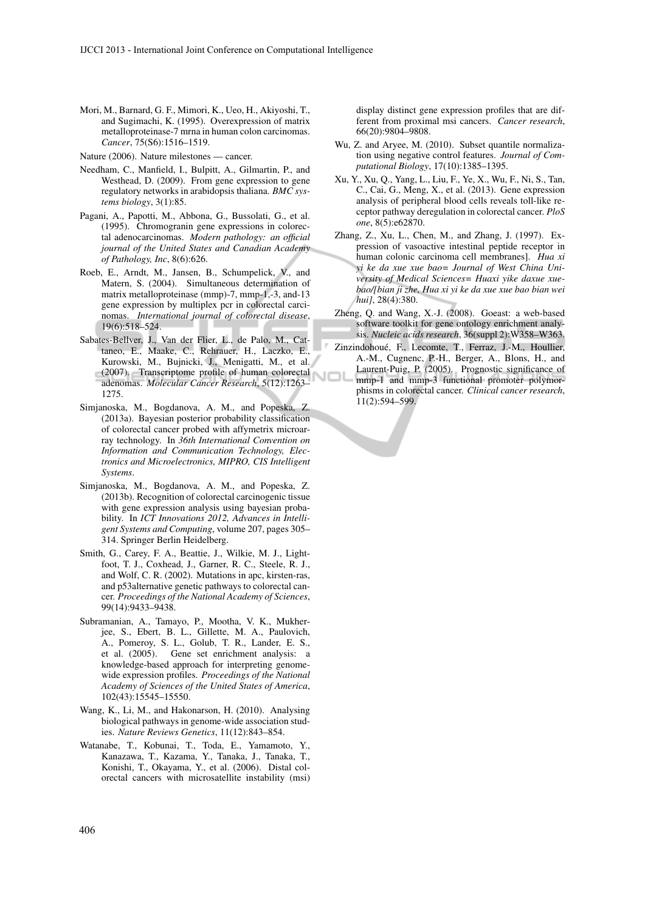Mori, M., Barnard, G. F., Mimori, K., Ueo, H., Akiyoshi, T., and Sugimachi, K. (1995). Overexpression of matrix metalloproteinase-7 mrna in human colon carcinomas. *Cancer*, 75(S6):1516–1519.

Nature (2006). Nature milestones — cancer.

Needham, C., Manfield, I., Bulpitt, A., Gilmartin, P., and Westhead, D. (2009). From gene expression to gene regulatory networks in arabidopsis thaliana. *BMC systems biology*, 3(1):85.

Pagani, A., Papotti, M., Abbona, G., Bussolati, G., et al. (1995). Chromogranin gene expressions in colorectal adenocarcinomas. *Modern pathology: an official journal of the United States and Canadian Academy of Pathology, Inc*, 8(6):626.

Roeb, E., Arndt, M., Jansen, B., Schumpelick, V., and Matern, S. (2004). Simultaneous determination of matrix metalloproteinase (mmp)-7, mmp-1,-3, and-13 gene expression by multiplex pcr in colorectal carcinomas. *International journal of colorectal disease*, 19(6):518–524.

Sabates-Bellver, J., Van der Flier, L., de Palo, M., Cattaneo, E., Maake, C., Rehrauer, H., Laczko, E., Kurowski, M., Bujnicki, J., Menigatti, M., et al. (2007). Transcriptome profile of human colorectal adenomas. *Molecular Cancer Research*, 5(12):1263–1275.

Simjanoska, M., Bogdanova, A. M., and Popeska, Z. (2013a). Bayesian posterior probability classification of colorectal cancer probed with affymetrix microarray technology. In *36th International Convention on Information and Communication Technology, Electronics and Microelectronics, MIPRO, CIS Intelligent Systems*.

Simjanoska, M., Bogdanova, A. M., and Popeska, Z. (2013b). Recognition of colorectal carcinogenic tissue with gene expression analysis using bayesian probability. In *ICT Innovations 2012, Advances in Intelligent Systems and Computing*, volume 207, pages 305–314. Springer Berlin Heidelberg.

Smith, G., Carey, F. A., Beattie, J., Wilkie, M. J., Lightfoot, T. J., Coxhead, J., Garner, R. C., Steele, R. J., and Wolf, C. R. (2002). Mutations in apc, kirsten-ras, and p53alternative genetic pathways to colorectal cancer. *Proceedings of the National Academy of Sciences*, 99(14):9433–9438.

Subramanian, A., Tamayo, P., Mootha, V. K., Mukherjee, S., Ebert, B. L., Gillette, M. A., Paulovich, A., Pomeroy, S. L., Golub, T. R., Lander, E. S., et al. (2005). Gene set enrichment analysis: a knowledge-based approach for interpreting genome-wide expression profiles. *Proceedings of the National Academy of Sciences of the United States of America*, 102(43):15545–15550.

Wang, K., Li, M., and Hakonarson, H. (2010). Analysing biological pathways in genome-wide association studies. *Nature Reviews Genetics*, 11(12):843–854.

Watanabe, T., Kobunai, T., Toda, E., Yamamoto, Y., Kanazawa, T., Kazama, Y., Tanaka, J., Tanaka, T., Konishi, T., Okayama, Y., et al. (2006). Distal colorectal cancers with microsatellite instability (msi) display distinct gene expression profiles that are different from proximal msi cancers. *Cancer research*, 66(20):9804–9808.

Wu, Z. and Aryee, M. (2010). Subset quantile normalization using negative control features. *Journal of Computational Biology*, 17(10):1385–1395.

Xu, Y., Xu, Q., Yang, L., Liu, F., Ye, X., Wu, F., Ni, S., Tan, C., Cai, G., Meng, X., et al. (2013). Gene expression analysis of peripheral blood cells reveals toll-like receptor pathway deregulation in colorectal cancer. *PloS one*, 8(5):e62870.

Zhang, Z., Xu, L., Chen, M., and Zhang, J. (1997). Expression of vasoactive intestinal peptide receptor in human colonic carcinoma cell membranes]. *Hua xi yi ke da xue xue bao= Journal of West China University of Medical Sciences= Huaxi yike daxue xuebao/[bian ji zhe, Hua xi yi ke da xue xue bao bian wei hui]*, 28(4):380.

Zheng, Q. and Wang, X.-J. (2008). Goeast: a web-based software toolkit for gene ontology enrichment analysis. *Nucleic acids research*, 36(suppl 2):W358–W363.

Zinzindohoué, F., Lecomte, T., Ferraz, J.-M., Houllier, A.-M., Cugnenc, P.-H., Berger, A., Blons, H., and Laurent-Puig, P. (2005). Prognostic significance of mmp-1 and mmp-3 functional promoter polymorphisms in colorectal cancer. *Clinical cancer research*, 11(2):594–599.